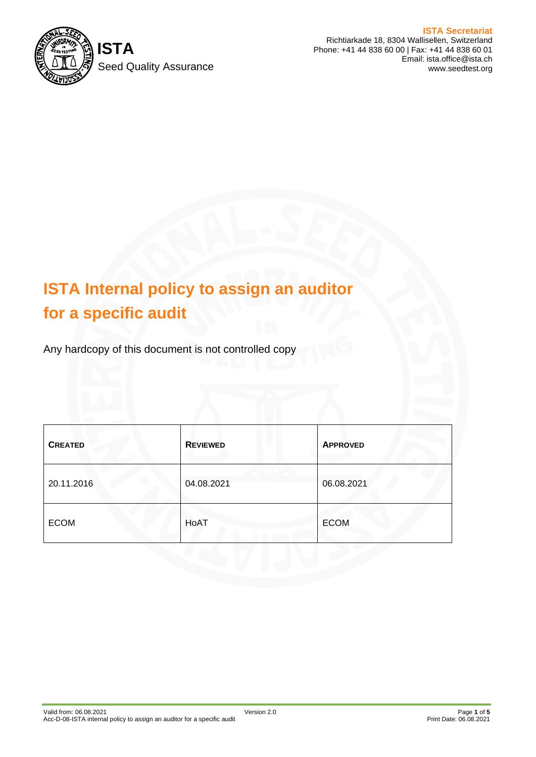ISTA

Seed Quality Assurance

**ISTA Secretariat**
Richtiarkade 18, 8304 Wallisellen, Switzerland
Phone: +41 44 838 60 00 | Fax: +41 44 838 60 01
Email: ista.office@ista.ch
www.seedtest.org

# ISTA Internal policy to assign an auditor for a specific audit

Any hardcopy of this document is not controlled copy

| CREATED | REVIEWED | APPROVED |
|---|---|---|
| 20.11.2016 | 04.08.2021 | 06.08.2021 |
| ECOM | HoAT | ECOM |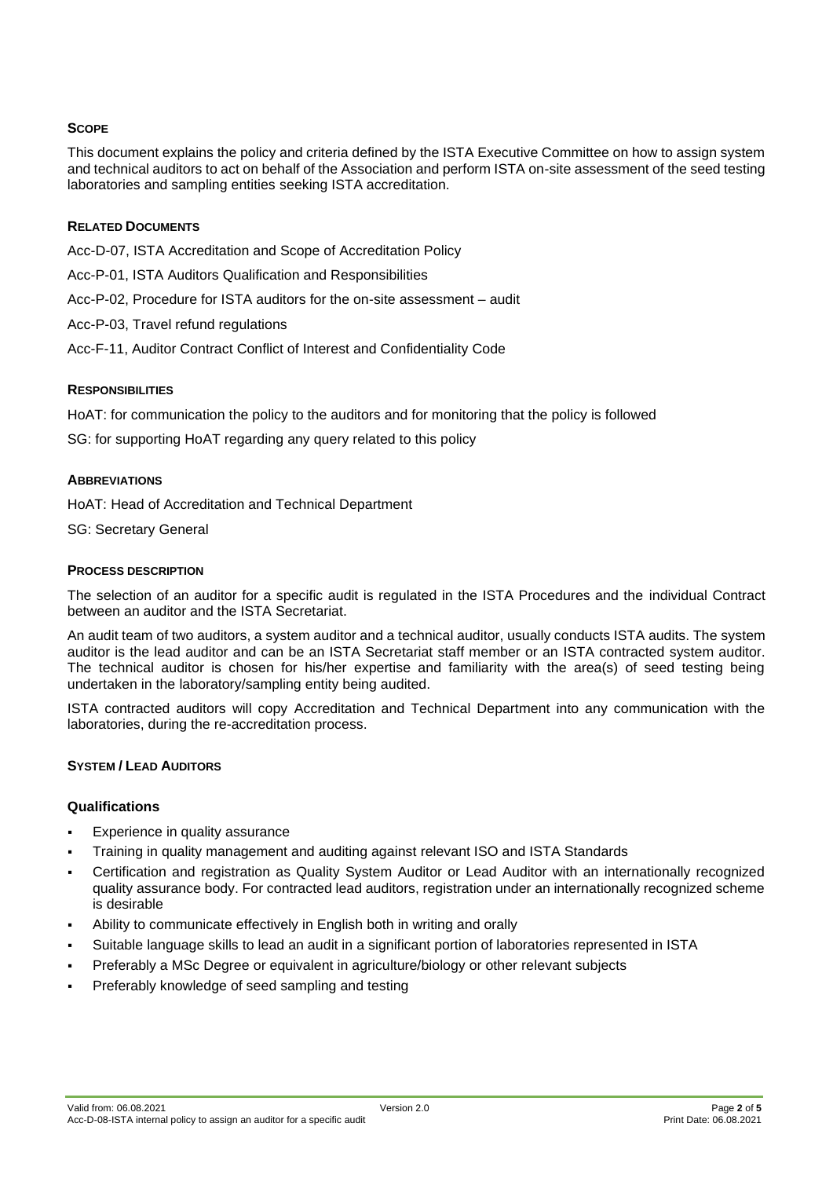## SCOPE

This document explains the policy and criteria defined by the ISTA Executive Committee on how to assign system and technical auditors to act on behalf of the Association and perform ISTA on-site assessment of the seed testing laboratories and sampling entities seeking ISTA accreditation.

## RELATED DOCUMENTS

Acc-D-07, ISTA Accreditation and Scope of Accreditation Policy

Acc-P-01, ISTA Auditors Qualification and Responsibilities

Acc-P-02, Procedure for ISTA auditors for the on-site assessment – audit

Acc-P-03, Travel refund regulations

Acc-F-11, Auditor Contract Conflict of Interest and Confidentiality Code

## RESPONSIBILITIES

HoAT: for communication the policy to the auditors and for monitoring that the policy is followed

SG: for supporting HoAT regarding any query related to this policy

## ABBREVIATIONS

HoAT: Head of Accreditation and Technical Department

SG: Secretary General

## PROCESS DESCRIPTION

The selection of an auditor for a specific audit is regulated in the ISTA Procedures and the individual Contract between an auditor and the ISTA Secretariat.

An audit team of two auditors, a system auditor and a technical auditor, usually conducts ISTA audits. The system auditor is the lead auditor and can be an ISTA Secretariat staff member or an ISTA contracted system auditor. The technical auditor is chosen for his/her expertise and familiarity with the area(s) of seed testing being undertaken in the laboratory/sampling entity being audited.

ISTA contracted auditors will copy Accreditation and Technical Department into any communication with the laboratories, during the re-accreditation process.

## SYSTEM / LEAD AUDITORS

### Qualifications

- Experience in quality assurance
- Training in quality management and auditing against relevant ISO and ISTA Standards
- Certification and registration as Quality System Auditor or Lead Auditor with an internationally recognized quality assurance body. For contracted lead auditors, registration under an internationally recognized scheme is desirable
- Ability to communicate effectively in English both in writing and orally
- Suitable language skills to lead an audit in a significant portion of laboratories represented in ISTA
- Preferably a MSc Degree or equivalent in agriculture/biology or other relevant subjects
- Preferably knowledge of seed sampling and testing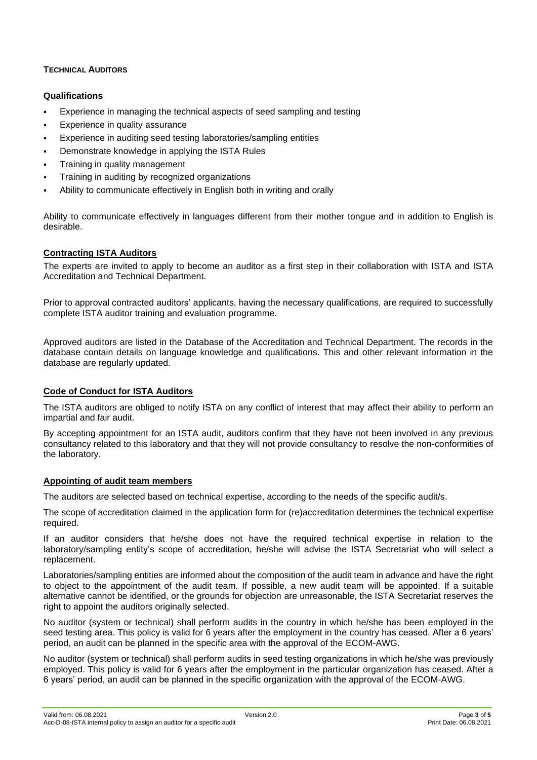### TECHNICAL AUDITORS

#### Qualifications

- Experience in managing the technical aspects of seed sampling and testing
- Experience in quality assurance
- Experience in auditing seed testing laboratories/sampling entities
- Demonstrate knowledge in applying the ISTA Rules
- Training in quality management
- Training in auditing by recognized organizations
- Ability to communicate effectively in English both in writing and orally

Ability to communicate effectively in languages different from their mother tongue and in addition to English is desirable.

## Contracting ISTA Auditors

The experts are invited to apply to become an auditor as a first step in their collaboration with ISTA and ISTA Accreditation and Technical Department.

Prior to approval contracted auditors' applicants, having the necessary qualifications, are required to successfully complete ISTA auditor training and evaluation programme.

Approved auditors are listed in the Database of the Accreditation and Technical Department. The records in the database contain details on language knowledge and qualifications. This and other relevant information in the database are regularly updated.

## Code of Conduct for ISTA Auditors

The ISTA auditors are obliged to notify ISTA on any conflict of interest that may affect their ability to perform an impartial and fair audit.

By accepting appointment for an ISTA audit, auditors confirm that they have not been involved in any previous consultancy related to this laboratory and that they will not provide consultancy to resolve the non-conformities of the laboratory.

## Appointing of audit team members

The auditors are selected based on technical expertise, according to the needs of the specific audit/s.

The scope of accreditation claimed in the application form for (re)accreditation determines the technical expertise required.

If an auditor considers that he/she does not have the required technical expertise in relation to the laboratory/sampling entity's scope of accreditation, he/she will advise the ISTA Secretariat who will select a replacement.

Laboratories/sampling entities are informed about the composition of the audit team in advance and have the right to object to the appointment of the audit team. If possible, a new audit team will be appointed. If a suitable alternative cannot be identified, or the grounds for objection are unreasonable, the ISTA Secretariat reserves the right to appoint the auditors originally selected.

No auditor (system or technical) shall perform audits in the country in which he/she has been employed in the seed testing area. This policy is valid for 6 years after the employment in the country has ceased. After a 6 years' period, an audit can be planned in the specific area with the approval of the ECOM-AWG.

No auditor (system or technical) shall perform audits in seed testing organizations in which he/she was previously employed. This policy is valid for 6 years after the employment in the particular organization has ceased. After a 6 years' period, an audit can be planned in the specific organization with the approval of the ECOM-AWG.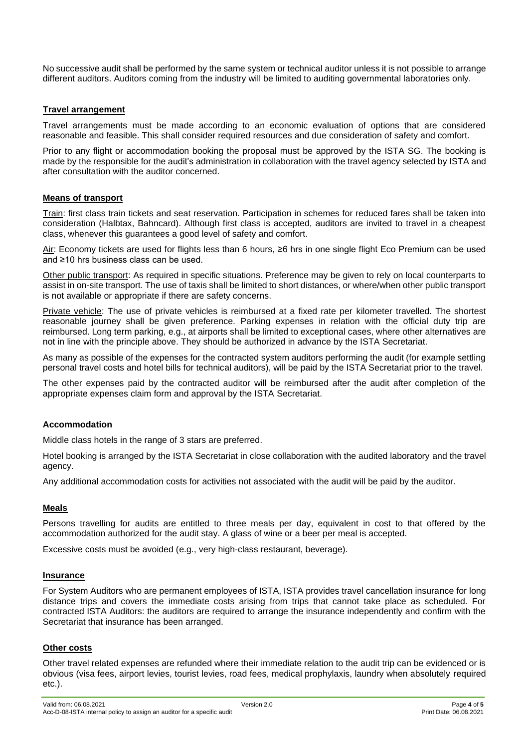No successive audit shall be performed by the same system or technical auditor unless it is not possible to arrange different auditors. Auditors coming from the industry will be limited to auditing governmental laboratories only.

## Travel arrangement

Travel arrangements must be made according to an economic evaluation of options that are considered reasonable and feasible. This shall consider required resources and due consideration of safety and comfort.

Prior to any flight or accommodation booking the proposal must be approved by the ISTA SG. The booking is made by the responsible for the audit's administration in collaboration with the travel agency selected by ISTA and after consultation with the auditor concerned.

## Means of transport

Train: first class train tickets and seat reservation. Participation in schemes for reduced fares shall be taken into consideration (Halbtax, Bahncard). Although first class is accepted, auditors are invited to travel in a cheapest class, whenever this guarantees a good level of safety and comfort.

Air: Economy tickets are used for flights less than 6 hours, ≥6 hrs in one single flight Eco Premium can be used and ≥10 hrs business class can be used.

Other public transport: As required in specific situations. Preference may be given to rely on local counterparts to assist in on-site transport. The use of taxis shall be limited to short distances, or where/when other public transport is not available or appropriate if there are safety concerns.

Private vehicle: The use of private vehicles is reimbursed at a fixed rate per kilometer travelled. The shortest reasonable journey shall be given preference. Parking expenses in relation with the official duty trip are reimbursed. Long term parking, e.g., at airports shall be limited to exceptional cases, where other alternatives are not in line with the principle above. They should be authorized in advance by the ISTA Secretariat.

As many as possible of the expenses for the contracted system auditors performing the audit (for example settling personal travel costs and hotel bills for technical auditors), will be paid by the ISTA Secretariat prior to the travel.

The other expenses paid by the contracted auditor will be reimbursed after the audit after completion of the appropriate expenses claim form and approval by the ISTA Secretariat.

## Accommodation

Middle class hotels in the range of 3 stars are preferred.

Hotel booking is arranged by the ISTA Secretariat in close collaboration with the audited laboratory and the travel agency.

Any additional accommodation costs for activities not associated with the audit will be paid by the auditor.

## Meals

Persons travelling for audits are entitled to three meals per day, equivalent in cost to that offered by the accommodation authorized for the audit stay. A glass of wine or a beer per meal is accepted.

Excessive costs must be avoided (e.g., very high-class restaurant, beverage).

## Insurance

For System Auditors who are permanent employees of ISTA, ISTA provides travel cancellation insurance for long distance trips and covers the immediate costs arising from trips that cannot take place as scheduled. For contracted ISTA Auditors: the auditors are required to arrange the insurance independently and confirm with the Secretariat that insurance has been arranged.

## Other costs

Other travel related expenses are refunded where their immediate relation to the audit trip can be evidenced or is obvious (visa fees, airport levies, tourist levies, road fees, medical prophylaxis, laundry when absolutely required etc.).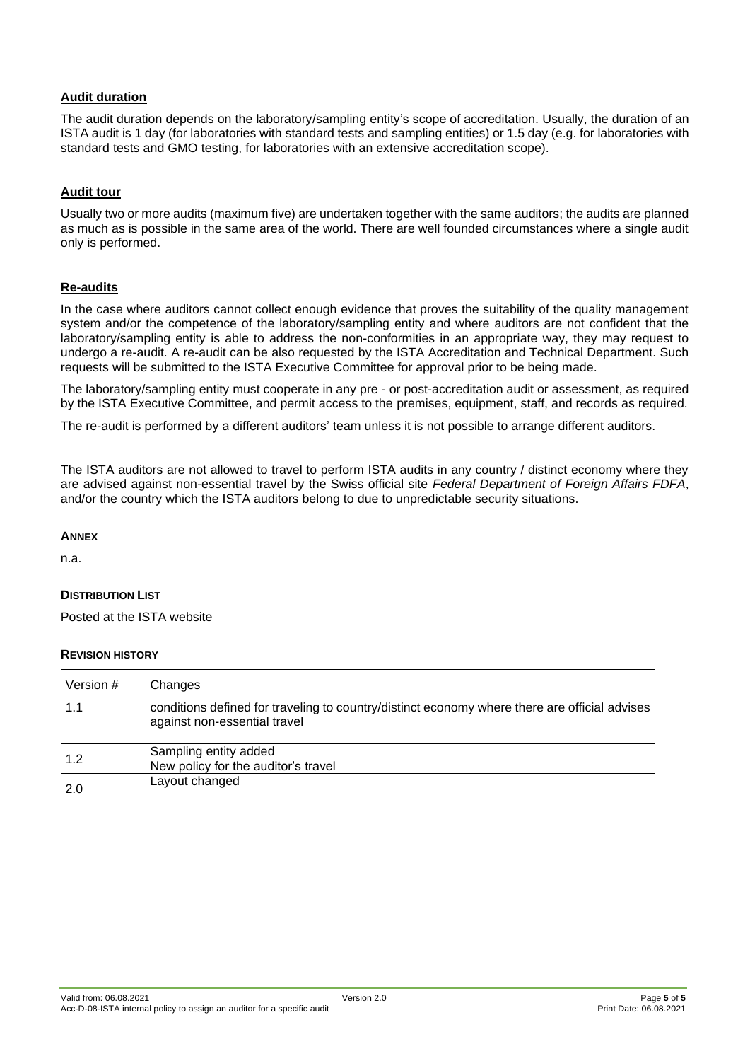## Audit duration

The audit duration depends on the laboratory/sampling entity's scope of accreditation. Usually, the duration of an ISTA audit is 1 day (for laboratories with standard tests and sampling entities) or 1.5 day (e.g. for laboratories with standard tests and GMO testing, for laboratories with an extensive accreditation scope).

## Audit tour

Usually two or more audits (maximum five) are undertaken together with the same auditors; the audits are planned as much as is possible in the same area of the world. There are well founded circumstances where a single audit only is performed.

## Re-audits

In the case where auditors cannot collect enough evidence that proves the suitability of the quality management system and/or the competence of the laboratory/sampling entity and where auditors are not confident that the laboratory/sampling entity is able to address the non-conformities in an appropriate way, they may request to undergo a re-audit. A re-audit can be also requested by the ISTA Accreditation and Technical Department. Such requests will be submitted to the ISTA Executive Committee for approval prior to be being made.

The laboratory/sampling entity must cooperate in any pre - or post-accreditation audit or assessment, as required by the ISTA Executive Committee, and permit access to the premises, equipment, staff, and records as required.

The re-audit is performed by a different auditors' team unless it is not possible to arrange different auditors.

The ISTA auditors are not allowed to travel to perform ISTA audits in any country / distinct economy where they are advised against non-essential travel by the Swiss official site *Federal Department of Foreign Affairs FDFA*, and/or the country which the ISTA auditors belong to due to unpredictable security situations.

### ANNEX

n.a.

### DISTRIBUTION LIST

Posted at the ISTA website

### REVISION HISTORY

| Version # | Changes |
|---|---|
| 1.1 | conditions defined for traveling to country/distinct economy where there are official advises against non-essential travel |
| 1.2 | Sampling entity added<br>New policy for the auditor's travel |
| 2.0 | Layout changed |